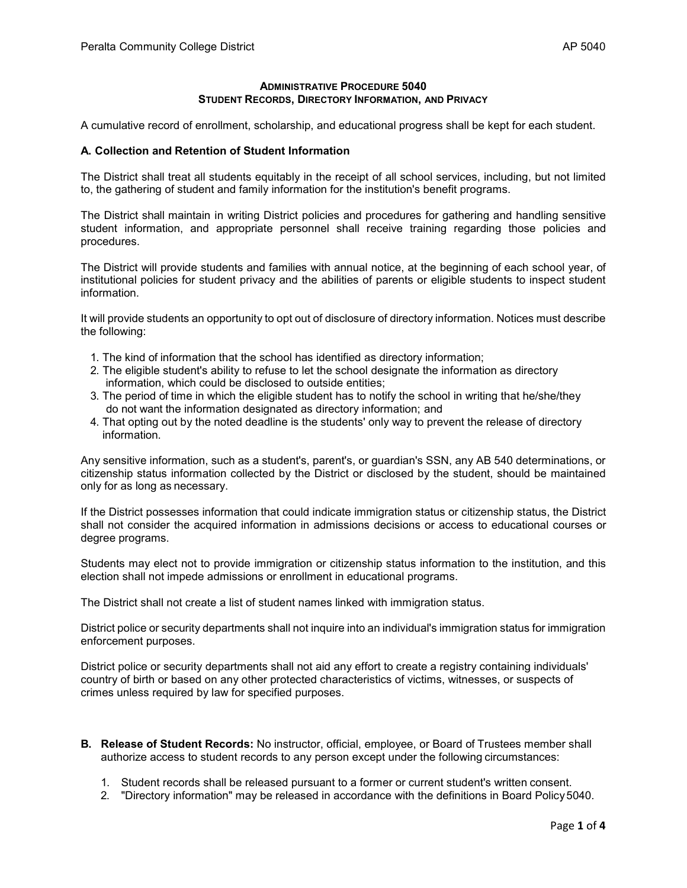# Administrative Procedure 5040
## Student Records, Directory Information, and Privacy

A cumulative record of enrollment, scholarship, and educational progress shall be kept for each student.

### A. Collection and Retention of Student Information

The District shall treat all students equitably in the receipt of all school services, including, but not limited to, the gathering of student and family information for the institution's benefit programs.

The District shall maintain in writing District policies and procedures for gathering and handling sensitive student information, and appropriate personnel shall receive training regarding those policies and procedures.

The District will provide students and families with annual notice, at the beginning of each school year, of institutional policies for student privacy and the abilities of parents or eligible students to inspect student information.

It will provide students an opportunity to opt out of disclosure of directory information. Notices must describe the following:

1. The kind of information that the school has identified as directory information;
2. The eligible student's ability to refuse to let the school designate the information as directory information, which could be disclosed to outside entities;
3. The period of time in which the eligible student has to notify the school in writing that he/she/they do not want the information designated as directory information; and
4. That opting out by the noted deadline is the students' only way to prevent the release of directory information.

Any sensitive information, such as a student's, parent's, or guardian's SSN, any AB 540 determinations, or citizenship status information collected by the District or disclosed by the student, should be maintained only for as long as necessary.

If the District possesses information that could indicate immigration status or citizenship status, the District shall not consider the acquired information in admissions decisions or access to educational courses or degree programs.

Students may elect not to provide immigration or citizenship status information to the institution, and this election shall not impede admissions or enrollment in educational programs.

The District shall not create a list of student names linked with immigration status.

District police or security departments shall not inquire into an individual's immigration status for immigration enforcement purposes.

District police or security departments shall not aid any effort to create a registry containing individuals' country of birth or based on any other protected characteristics of victims, witnesses, or suspects of crimes unless required by law for specified purposes.

**B. Release of Student Records:** No instructor, official, employee, or Board of Trustees member shall authorize access to student records to any person except under the following circumstances:

1. Student records shall be released pursuant to a former or current student's written consent.
2. "Directory information" may be released in accordance with the definitions in Board Policy 5040.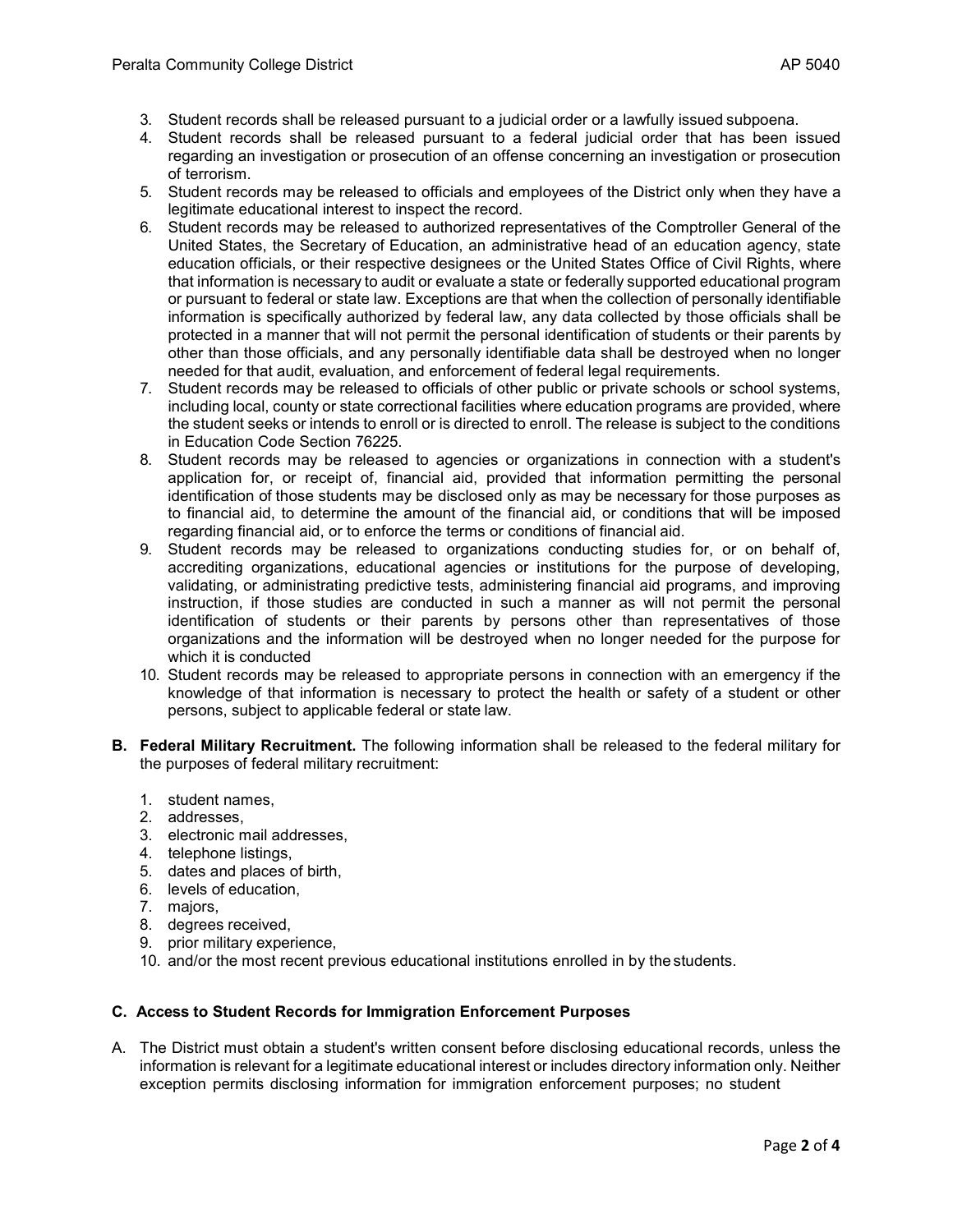3. Student records shall be released pursuant to a judicial order or a lawfully issued subpoena.
4. Student records shall be released pursuant to a federal judicial order that has been issued regarding an investigation or prosecution of an offense concerning an investigation or prosecution of terrorism.
5. Student records may be released to officials and employees of the District only when they have a legitimate educational interest to inspect the record.
6. Student records may be released to authorized representatives of the Comptroller General of the United States, the Secretary of Education, an administrative head of an education agency, state education officials, or their respective designees or the United States Office of Civil Rights, where that information is necessary to audit or evaluate a state or federally supported educational program or pursuant to federal or state law. Exceptions are that when the collection of personally identifiable information is specifically authorized by federal law, any data collected by those officials shall be protected in a manner that will not permit the personal identification of students or their parents by other than those officials, and any personally identifiable data shall be destroyed when no longer needed for that audit, evaluation, and enforcement of federal legal requirements.
7. Student records may be released to officials of other public or private schools or school systems, including local, county or state correctional facilities where education programs are provided, where the student seeks or intends to enroll or is directed to enroll. The release is subject to the conditions in Education Code Section 76225.
8. Student records may be released to agencies or organizations in connection with a student's application for, or receipt of, financial aid, provided that information permitting the personal identification of those students may be disclosed only as may be necessary for those purposes as to financial aid, to determine the amount of the financial aid, or conditions that will be imposed regarding financial aid, or to enforce the terms or conditions of financial aid.
9. Student records may be released to organizations conducting studies for, or on behalf of, accrediting organizations, educational agencies or institutions for the purpose of developing, validating, or administrating predictive tests, administering financial aid programs, and improving instruction, if those studies are conducted in such a manner as will not permit the personal identification of students or their parents by persons other than representatives of those organizations and the information will be destroyed when no longer needed for the purpose for which it is conducted
10. Student records may be released to appropriate persons in connection with an emergency if the knowledge of that information is necessary to protect the health or safety of a student or other persons, subject to applicable federal or state law.

**B. Federal Military Recruitment.** The following information shall be released to the federal military for the purposes of federal military recruitment:

1. student names,
2. addresses,
3. electronic mail addresses,
4. telephone listings,
5. dates and places of birth,
6. levels of education,
7. majors,
8. degrees received,
9. prior military experience,
10. and/or the most recent previous educational institutions enrolled in by the students.

**C. Access to Student Records for Immigration Enforcement Purposes**

A. The District must obtain a student's written consent before disclosing educational records, unless the information is relevant for a legitimate educational interest or includes directory information only. Neither exception permits disclosing information for immigration enforcement purposes; no student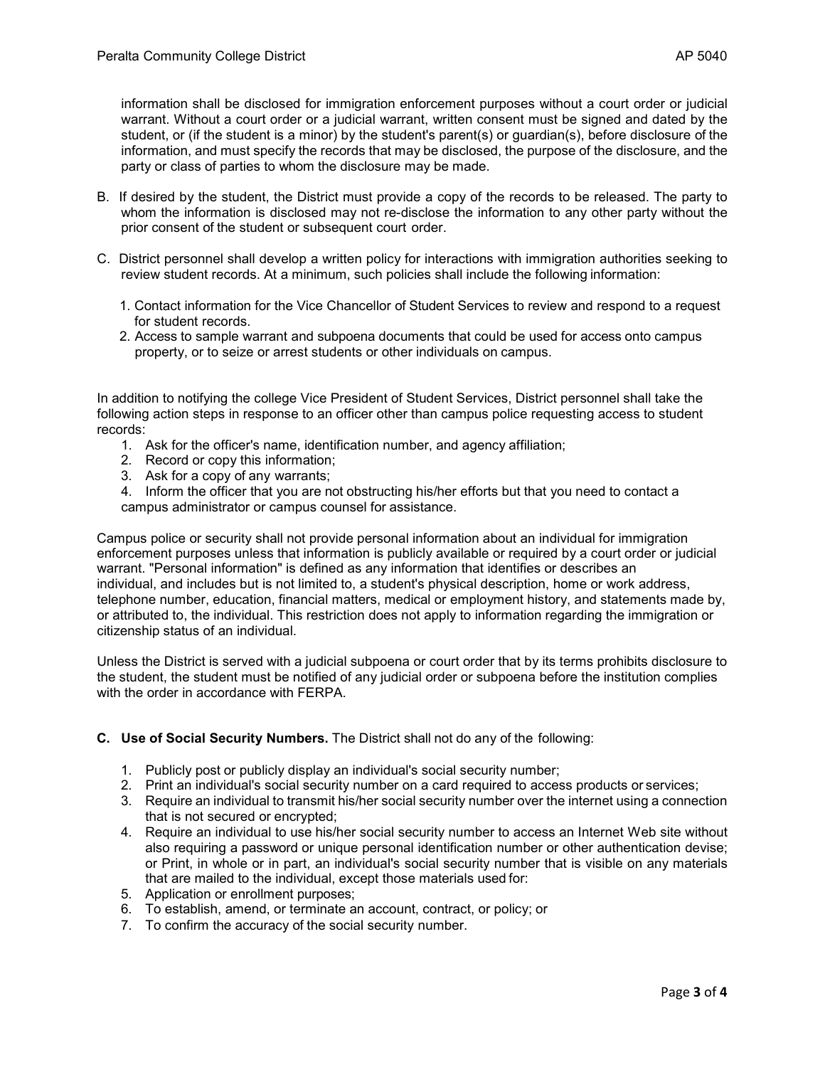information shall be disclosed for immigration enforcement purposes without a court order or judicial warrant. Without a court order or a judicial warrant, written consent must be signed and dated by the student, or (if the student is a minor) by the student's parent(s) or guardian(s), before disclosure of the information, and must specify the records that may be disclosed, the purpose of the disclosure, and the party or class of parties to whom the disclosure may be made.

B. If desired by the student, the District must provide a copy of the records to be released. The party to whom the information is disclosed may not re-disclose the information to any other party without the prior consent of the student or subsequent court order.

C. District personnel shall develop a written policy for interactions with immigration authorities seeking to review student records. At a minimum, such policies shall include the following information:

   1. Contact information for the Vice Chancellor of Student Services to review and respond to a request for student records.
   2. Access to sample warrant and subpoena documents that could be used for access onto campus property, or to seize or arrest students or other individuals on campus.

In addition to notifying the college Vice President of Student Services, District personnel shall take the following action steps in response to an officer other than campus police requesting access to student records:

1. Ask for the officer's name, identification number, and agency affiliation;
2. Record or copy this information;
3. Ask for a copy of any warrants;
4. Inform the officer that you are not obstructing his/her efforts but that you need to contact a campus administrator or campus counsel for assistance.

Campus police or security shall not provide personal information about an individual for immigration enforcement purposes unless that information is publicly available or required by a court order or judicial warrant. "Personal information" is defined as any information that identifies or describes an individual, and includes but is not limited to, a student's physical description, home or work address, telephone number, education, financial matters, medical or employment history, and statements made by, or attributed to, the individual. This restriction does not apply to information regarding the immigration or citizenship status of an individual.

Unless the District is served with a judicial subpoena or court order that by its terms prohibits disclosure to the student, the student must be notified of any judicial order or subpoena before the institution complies with the order in accordance with FERPA.

**C. Use of Social Security Numbers.** The District shall not do any of the following:

1. Publicly post or publicly display an individual's social security number;
2. Print an individual's social security number on a card required to access products or services;
3. Require an individual to transmit his/her social security number over the internet using a connection that is not secured or encrypted;
4. Require an individual to use his/her social security number to access an Internet Web site without also requiring a password or unique personal identification number or other authentication devise; or Print, in whole or in part, an individual's social security number that is visible on any materials that are mailed to the individual, except those materials used for:
5. Application or enrollment purposes;
6. To establish, amend, or terminate an account, contract, or policy; or
7. To confirm the accuracy of the social security number.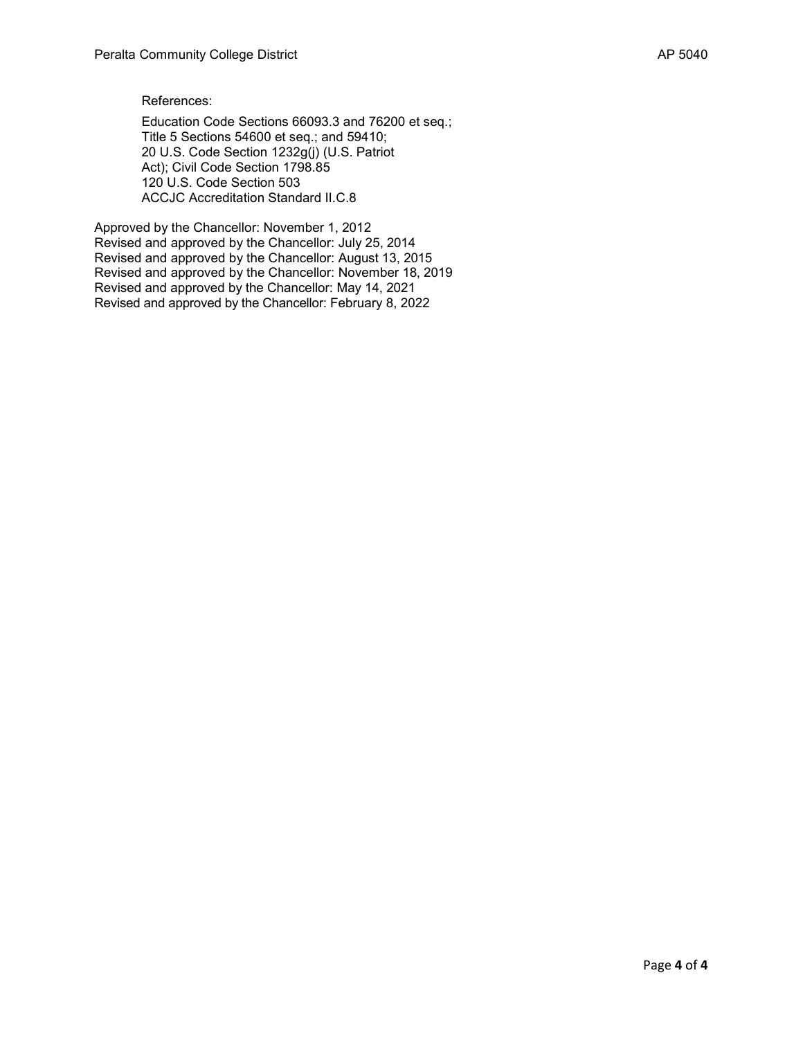References:

Education Code Sections 66093.3 and 76200 et seq.;
Title 5 Sections 54600 et seq.; and 59410;
20 U.S. Code Section 1232g(j) (U.S. Patriot Act); Civil Code Section 1798.85
120 U.S. Code Section 503
ACCJC Accreditation Standard II.C.8

Approved by the Chancellor: November 1, 2012
Revised and approved by the Chancellor: July 25, 2014
Revised and approved by the Chancellor: August 13, 2015
Revised and approved by the Chancellor: November 18, 2019
Revised and approved by the Chancellor: May 14, 2021
Revised and approved by the Chancellor: February 8, 2022